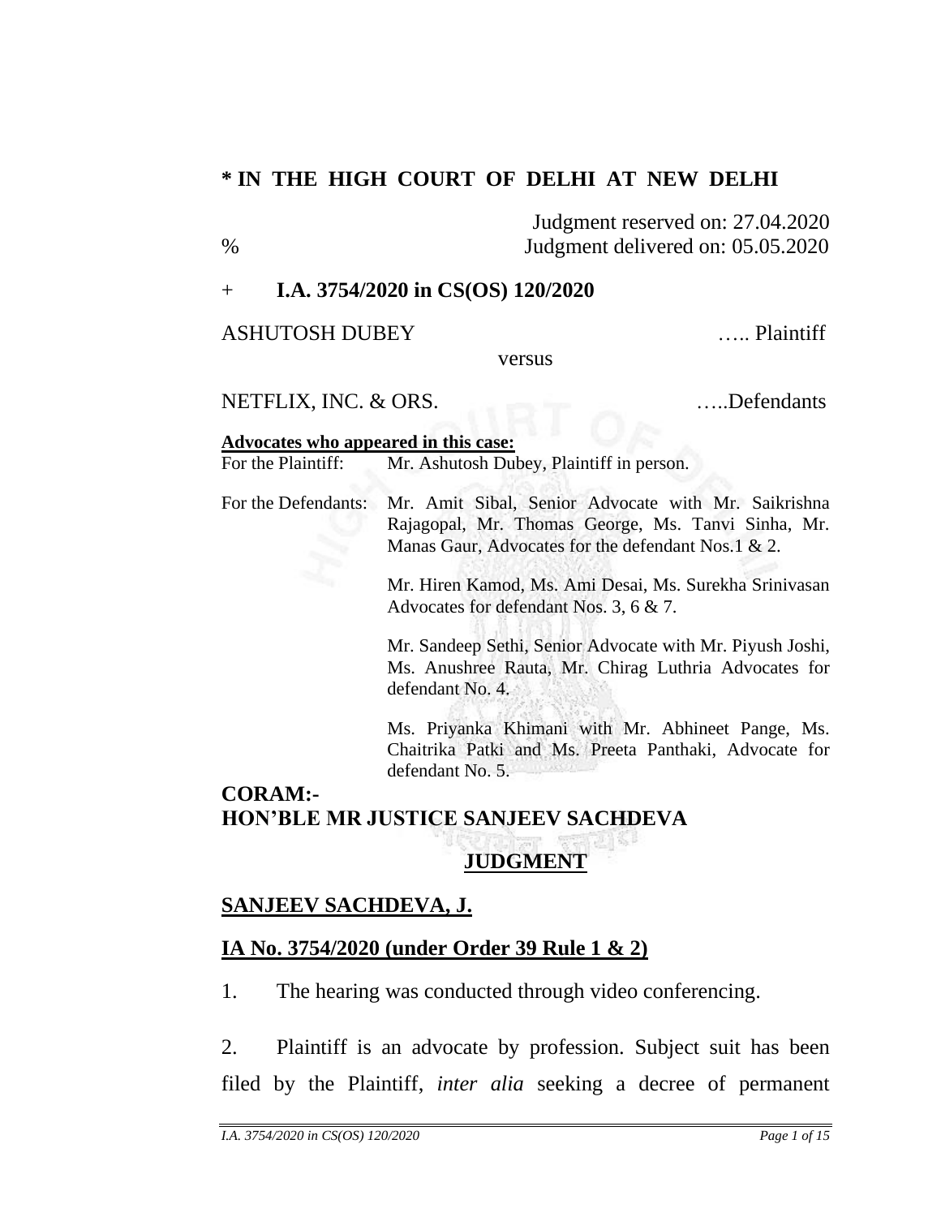# * IN THE HIGH COURT OF DELHI AT NEW DELHI

Judgment reserved on: 27.04.2020

% Judgment delivered on: 05.05.2020

\+ **I.A. 3754/2020 in CS(OS) 120/2020**

ASHUTOSH DUBEY ….. Plaintiff

versus

NETFLIX, INC. & ORS. …..Defendants

**Advocates who appeared in this case:**

For the Plaintiff: Mr. Ashutosh Dubey, Plaintiff in person.

For the Defendants: Mr. Amit Sibal, Senior Advocate with Mr. Saikrishna Rajagopal, Mr. Thomas George, Ms. Tanvi Sinha, Mr. Manas Gaur, Advocates for the defendant Nos.1 & 2.

Mr. Hiren Kamod, Ms. Ami Desai, Ms. Surekha Srinivasan Advocates for defendant Nos. 3, 6 & 7.

Mr. Sandeep Sethi, Senior Advocate with Mr. Piyush Joshi, Ms. Anushree Rauta, Mr. Chirag Luthria Advocates for defendant No. 4.

Ms. Priyanka Khimani with Mr. Abhineet Pange, Ms. Chaitrika Patki and Ms. Preeta Panthaki, Advocate for defendant No. 5.

**CORAM:-**
**HON'BLE MR JUSTICE SANJEEV SACHDEVA**

## JUDGMENT

**SANJEEV SACHDEVA, J.**

**IA No. 3754/2020 (under Order 39 Rule 1 & 2)**

1. The hearing was conducted through video conferencing.

2. Plaintiff is an advocate by profession. Subject suit has been filed by the Plaintiff, *inter alia* seeking a decree of permanent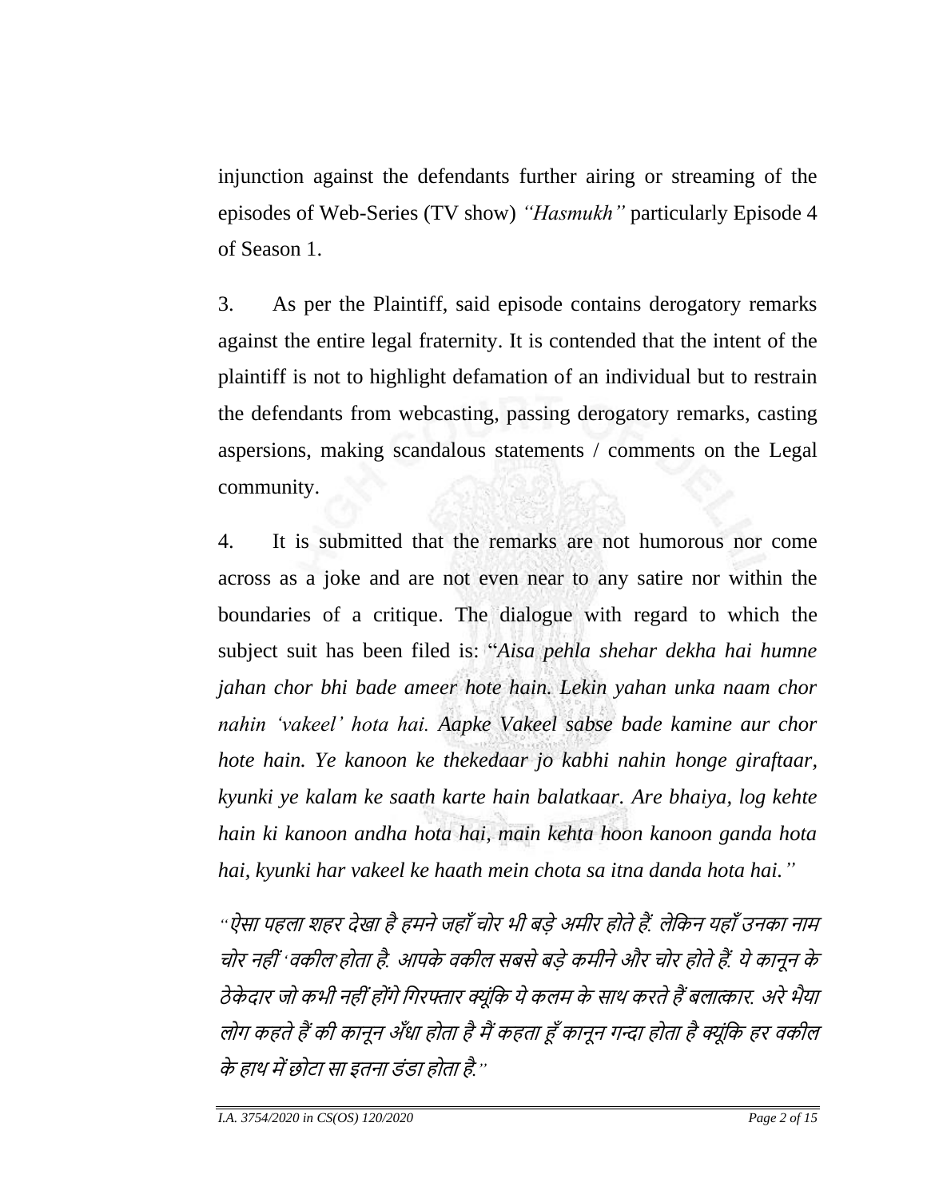injunction against the defendants further airing or streaming of the episodes of Web-Series (TV show) *"Hasmukh"* particularly Episode 4 of Season 1.

3. As per the Plaintiff, said episode contains derogatory remarks against the entire legal fraternity. It is contended that the intent of the plaintiff is not to highlight defamation of an individual but to restrain the defendants from webcasting, passing derogatory remarks, casting aspersions, making scandalous statements / comments on the Legal community.

4. It is submitted that the remarks are not humorous nor come across as a joke and are not even near to any satire nor within the boundaries of a critique. The dialogue with regard to which the subject suit has been filed is: "*Aisa pehla shehar dekha hai humne jahan chor bhi bade ameer hote hain. Lekin yahan unka naam chor nahin 'vakeel' hota hai. Aapke Vakeel sabse bade kamine aur chor hote hain. Ye kanoon ke thekedaar jo kabhi nahin honge giraftaar, kyunki ye kalam ke saath karte hain balatkaar. Are bhaiya, log kehte hain ki kanoon andha hota hai, main kehta hoon kanoon ganda hota hai, kyunki har vakeel ke haath mein chota sa itna danda hota hai."*

*"ऐसा पहला शहर देखा है हमने जहाँ चोर भी बड़े अमीर होते हैं. लेकिन यहाँ उनका नाम चोर नहीं 'वकील' होता है. आपके वकील सबसे बड़े कमीने और चोर होते हैं. ये कानून के ठेकेदार जो कभी नहीं होंगे गिरफ्तार क्यूंकि ये कलम के साथ करते हैं बलात्कार. अरे भैया लोग कहते हैं की कानून अँधा होता है मैं कहता हूँ कानून गन्दा होता है क्यूंकि हर वकील के हाथ में छोटा सा इतना डंडा होता है."*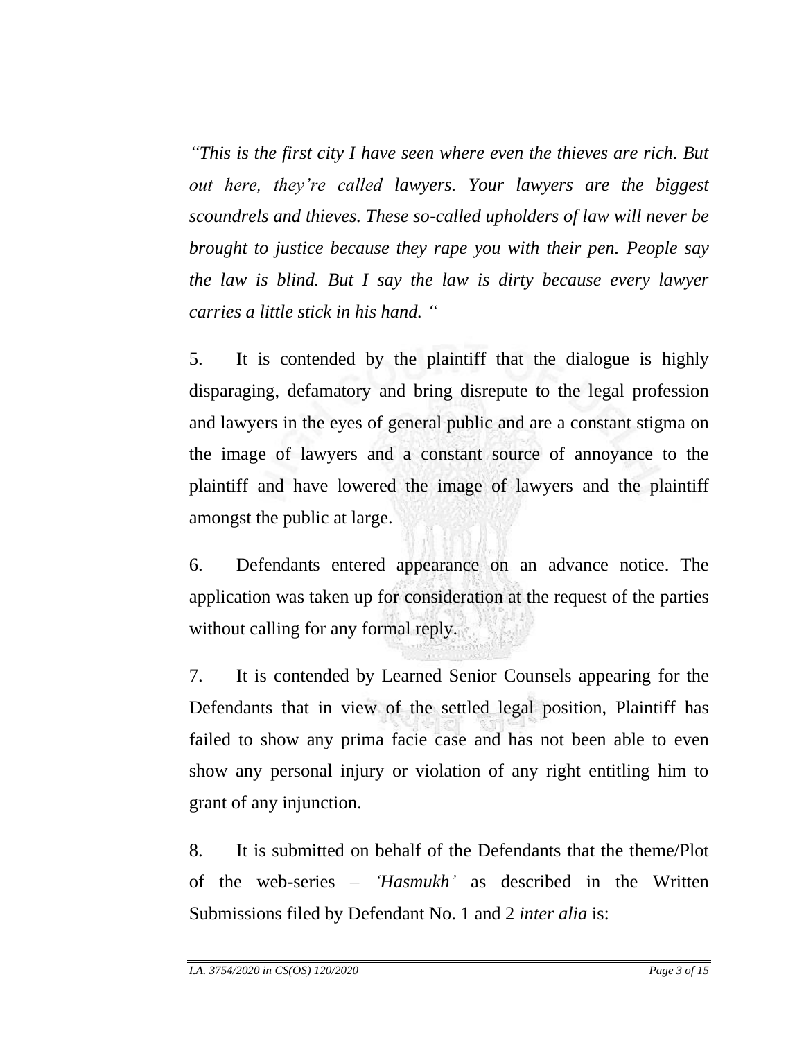*"This is the first city I have seen where even the thieves are rich. But out here, they're called lawyers. Your lawyers are the biggest scoundrels and thieves. These so-called upholders of law will never be brought to justice because they rape you with their pen. People say the law is blind. But I say the law is dirty because every lawyer carries a little stick in his hand. "*

5. It is contended by the plaintiff that the dialogue is highly disparaging, defamatory and bring disrepute to the legal profession and lawyers in the eyes of general public and are a constant stigma on the image of lawyers and a constant source of annoyance to the plaintiff and have lowered the image of lawyers and the plaintiff amongst the public at large.

6. Defendants entered appearance on an advance notice. The application was taken up for consideration at the request of the parties without calling for any formal reply.

7. It is contended by Learned Senior Counsels appearing for the Defendants that in view of the settled legal position, Plaintiff has failed to show any prima facie case and has not been able to even show any personal injury or violation of any right entitling him to grant of any injunction.

8. It is submitted on behalf of the Defendants that the theme/Plot of the web-series – *'Hasmukh'* as described in the Written Submissions filed by Defendant No. 1 and 2 *inter alia* is: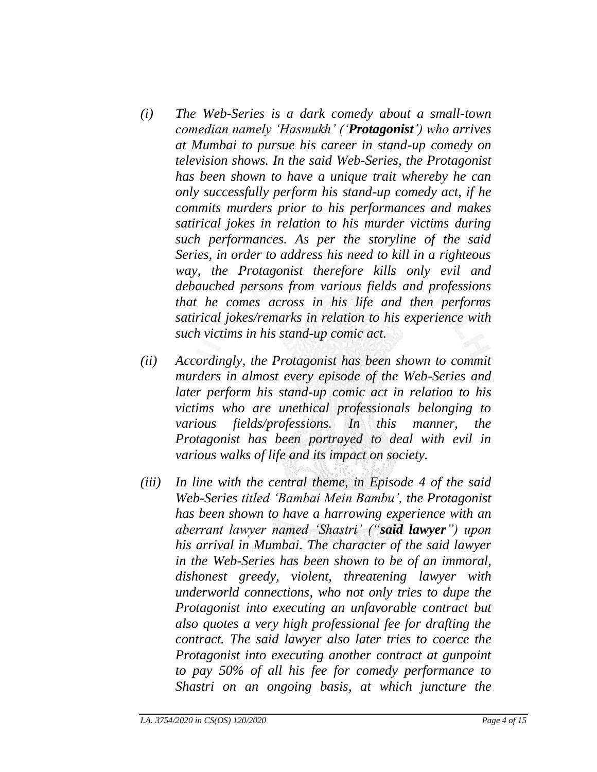*(i) The Web-Series is a dark comedy about a small-town comedian namely 'Hasmukh' ('**Protagonist**') who arrives at Mumbai to pursue his career in stand-up comedy on television shows. In the said Web-Series, the Protagonist has been shown to have a unique trait whereby he can only successfully perform his stand-up comedy act, if he commits murders prior to his performances and makes satirical jokes in relation to his murder victims during such performances. As per the storyline of the said Series, in order to address his need to kill in a righteous way, the Protagonist therefore kills only evil and debauched persons from various fields and professions that he comes across in his life and then performs satirical jokes/remarks in relation to his experience with such victims in his stand-up comic act.*

*(ii) Accordingly, the Protagonist has been shown to commit murders in almost every episode of the Web-Series and later perform his stand-up comic act in relation to his victims who are unethical professionals belonging to various fields/professions. In this manner, the Protagonist has been portrayed to deal with evil in various walks of life and its impact on society.*

*(iii) In line with the central theme, in Episode 4 of the said Web-Series titled 'Bambai Mein Bambu', the Protagonist has been shown to have a harrowing experience with an aberrant lawyer named 'Shastri' ("**said lawyer**") upon his arrival in Mumbai. The character of the said lawyer in the Web-Series has been shown to be of an immoral, dishonest greedy, violent, threatening lawyer with underworld connections, who not only tries to dupe the Protagonist into executing an unfavorable contract but also quotes a very high professional fee for drafting the contract. The said lawyer also later tries to coerce the Protagonist into executing another contract at gunpoint to pay 50% of all his fee for comedy performance to Shastri on an ongoing basis, at which juncture the*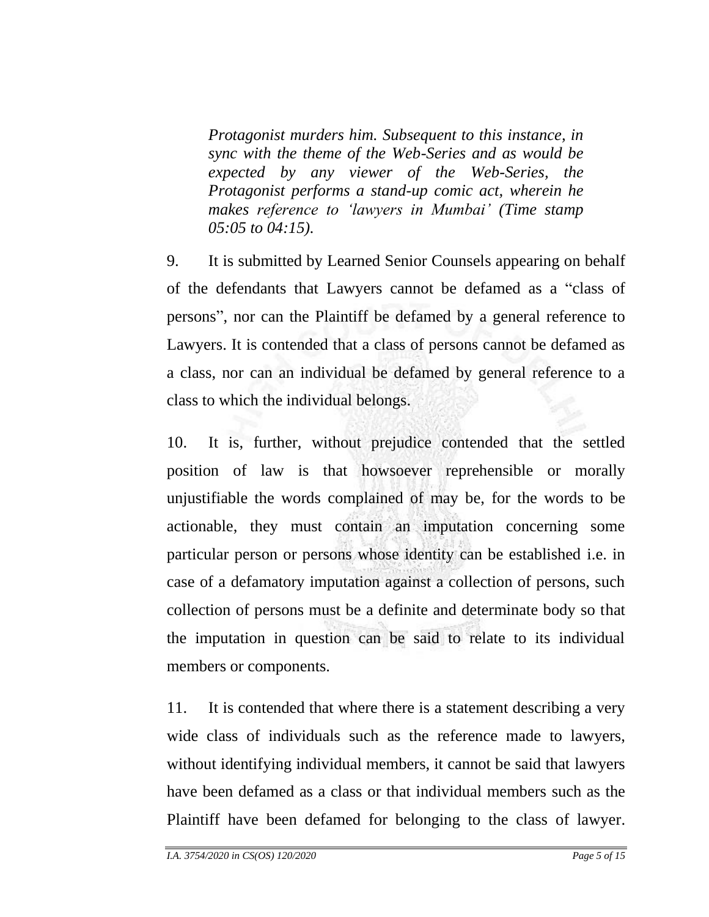*Protagonist murders him. Subsequent to this instance, in sync with the theme of the Web-Series and as would be expected by any viewer of the Web-Series, the Protagonist performs a stand-up comic act, wherein he makes reference to 'lawyers in Mumbai' (Time stamp 05:05 to 04:15).*

9. It is submitted by Learned Senior Counsels appearing on behalf of the defendants that Lawyers cannot be defamed as a "class of persons", nor can the Plaintiff be defamed by a general reference to Lawyers. It is contended that a class of persons cannot be defamed as a class, nor can an individual be defamed by general reference to a class to which the individual belongs.

10. It is, further, without prejudice contended that the settled position of law is that howsoever reprehensible or morally unjustifiable the words complained of may be, for the words to be actionable, they must contain an imputation concerning some particular person or persons whose identity can be established i.e. in case of a defamatory imputation against a collection of persons, such collection of persons must be a definite and determinate body so that the imputation in question can be said to relate to its individual members or components.

11. It is contended that where there is a statement describing a very wide class of individuals such as the reference made to lawyers, without identifying individual members, it cannot be said that lawyers have been defamed as a class or that individual members such as the Plaintiff have been defamed for belonging to the class of lawyer.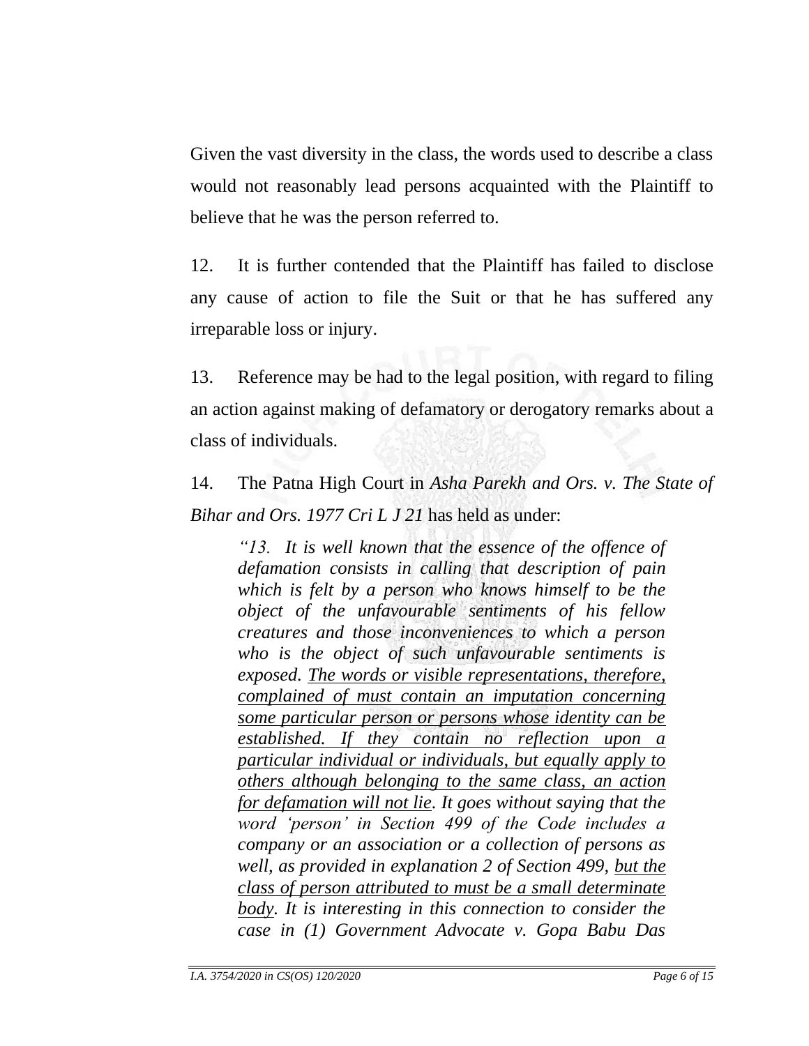Given the vast diversity in the class, the words used to describe a class would not reasonably lead persons acquainted with the Plaintiff to believe that he was the person referred to.

12. It is further contended that the Plaintiff has failed to disclose any cause of action to file the Suit or that he has suffered any irreparable loss or injury.

13. Reference may be had to the legal position, with regard to filing an action against making of defamatory or derogatory remarks about a class of individuals.

14. The Patna High Court in *Asha Parekh and Ors. v. The State of Bihar and Ors. 1977 Cri L J 21* has held as under:

> *"13. It is well known that the essence of the offence of defamation consists in calling that description of pain which is felt by a person who knows himself to be the object of the unfavourable sentiments of his fellow creatures and those inconveniences to which a person who is the object of such unfavourable sentiments is exposed. <u>The words or visible representations, therefore, complained of must contain an imputation concerning some particular person or persons whose identity can be established. If they contain no reflection upon a particular individual or individuals, but equally apply to others although belonging to the same class, an action for defamation will not lie</u>. It goes without saying that the word 'person' in Section 499 of the Code includes a company or an association or a collection of persons as well, as provided in explanation 2 of Section 499, <u>but the class of person attributed to must be a small determinate body</u>. It is interesting in this connection to consider the case in (1) Government Advocate v. Gopa Babu Das*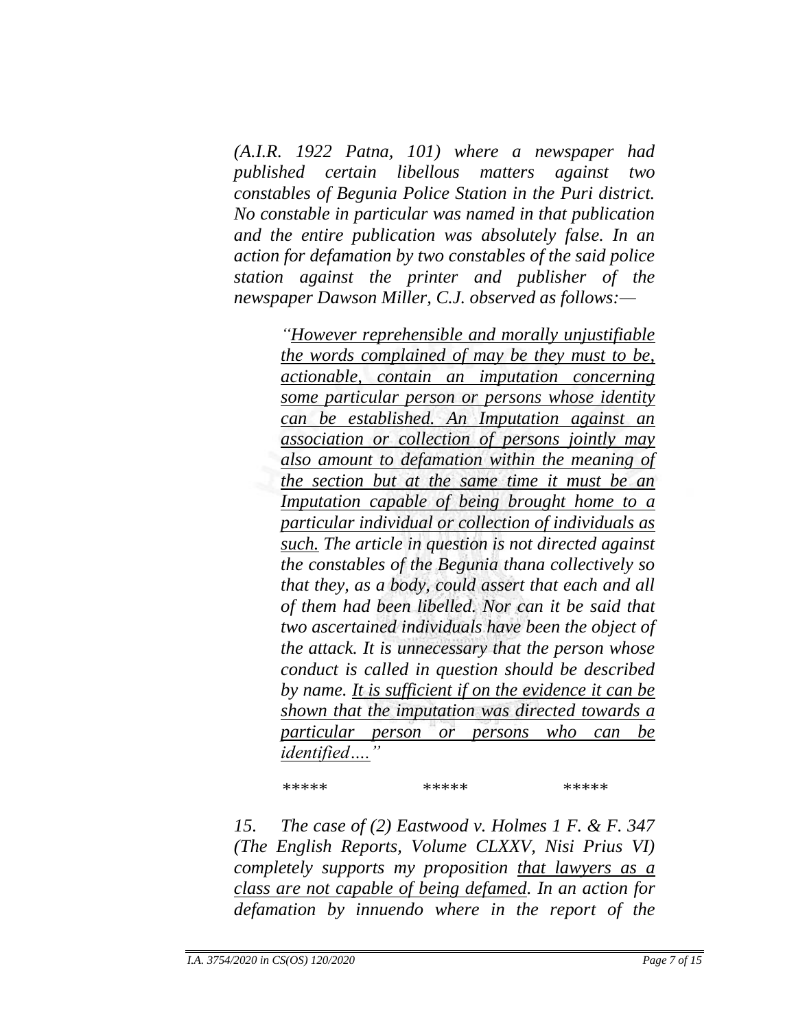*(A.I.R. 1922 Patna, 101) where a newspaper had published certain libellous matters against two constables of Begunia Police Station in the Puri district. No constable in particular was named in that publication and the entire publication was absolutely false. In an action for defamation by two constables of the said police station against the printer and publisher of the newspaper Dawson Miller, C.J. observed as follows:—*

> *"<u>However reprehensible and morally unjustifiable the words complained of may be they must to be, actionable, contain an imputation concerning some particular person or persons whose identity can be established. An Imputation against an association or collection of persons jointly may also amount to defamation within the meaning of the section but at the same time it must be an Imputation capable of being brought home to a particular individual or collection of individuals as such.</u> The article in question is not directed against the constables of the Begunia thana collectively so that they, as a body, could assert that each and all of them had been libelled. Nor can it be said that two ascertained individuals have been the object of the attack. It is unnecessary that the person whose conduct is called in question should be described by name. <u>It is sufficient if on the evidence it can be shown that the imputation was directed towards a particular person or persons who can be identified….</u>"*

\*\*\*\*\*　　　　\*\*\*\*\*　　　　\*\*\*\*\*

*15. The case of (2) Eastwood v. Holmes 1 F. & F. 347 (The English Reports, Volume CLXXV, Nisi Prius VI) completely supports my proposition <u>that lawyers as a class are not capable of being defamed</u>. In an action for defamation by innuendo where in the report of the*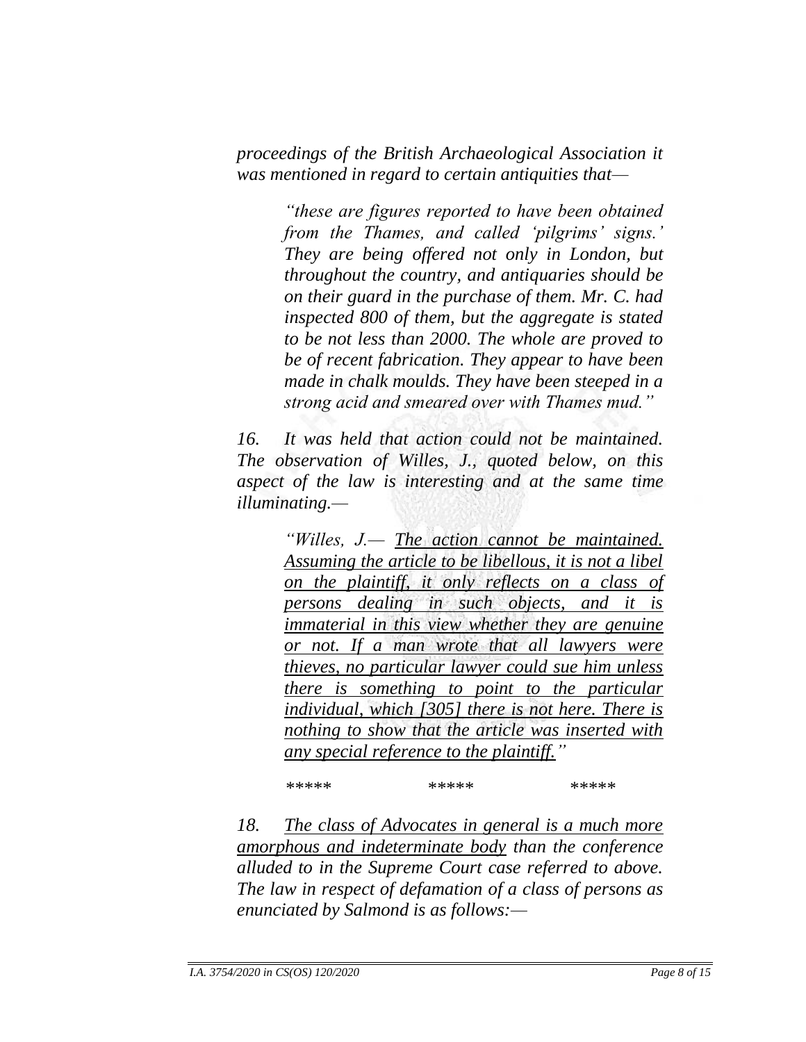*proceedings of the British Archaeological Association it was mentioned in regard to certain antiquities that—*

> *"these are figures reported to have been obtained from the Thames, and called 'pilgrims' signs.' They are being offered not only in London, but throughout the country, and antiquaries should be on their guard in the purchase of them. Mr. C. had inspected 800 of them, but the aggregate is stated to be not less than 2000. The whole are proved to be of recent fabrication. They appear to have been made in chalk moulds. They have been steeped in a strong acid and smeared over with Thames mud."*

*16. It was held that action could not be maintained. The observation of Willes, J., quoted below, on this aspect of the law is interesting and at the same time illuminating.—*

> *"Willes, J.— <u>The action cannot be maintained. Assuming the article to be libellous, it is not a libel on the plaintiff, it only reflects on a class of persons dealing in such objects, and it is immaterial in this view whether they are genuine or not. If a man wrote that all lawyers were thieves, no particular lawyer could sue him unless there is something to point to the particular individual, which [305] there is not here. There is nothing to show that the article was inserted with any special reference to the plaintiff.</u>"*

\*\*\*\*\*　　　　\*\*\*\*\*　　　　\*\*\*\*\*

*18. <u>The class of Advocates in general is a much more amorphous and indeterminate body</u> than the conference alluded to in the Supreme Court case referred to above. The law in respect of defamation of a class of persons as enunciated by Salmond is as follows:—*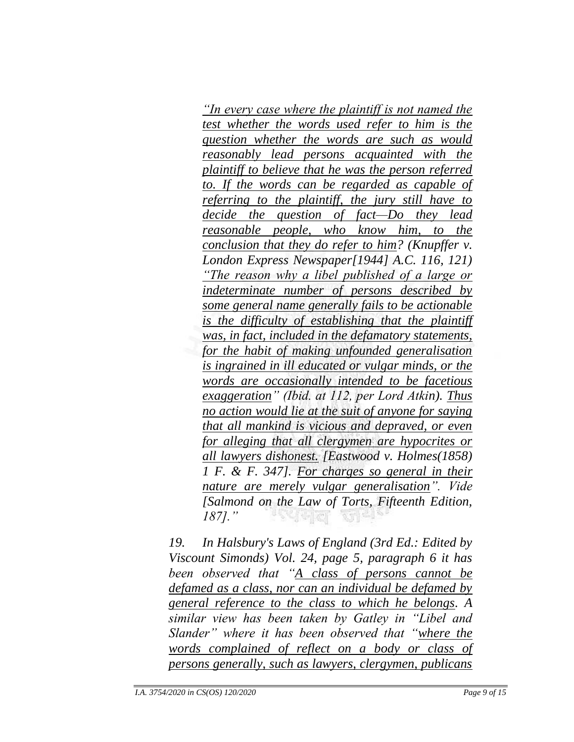> *"In every case where the plaintiff is not named the test whether the words used refer to him is the question whether the words are such as would reasonably lead persons acquainted with the plaintiff to believe that he was the person referred to. If the words can be regarded as capable of referring to the plaintiff, the jury still have to decide the question of fact—Do they lead reasonable people, who know him, to the conclusion that they do refer to him? (Knupffer v. London Express Newspaper[1944] A.C. 116, 121) "The reason why a libel published of a large or indeterminate number of persons described by some general name generally fails to be actionable is the difficulty of establishing that the plaintiff was, in fact, included in the defamatory statements, for the habit of making unfounded generalisation is ingrained in ill educated or vulgar minds, or the words are occasionally intended to be facetious exaggeration" (Ibid. at 112, per Lord Atkin). Thus no action would lie at the suit of anyone for saying that all mankind is vicious and depraved, or even for alleging that all clergymen are hypocrites or all lawyers dishonest. [Eastwood v. Holmes(1858) 1 F. & F. 347]. For charges so general in their nature are merely vulgar generalisation". Vide [Salmond on the Law of Torts, Fifteenth Edition, 187]."*

*19. In Halsbury's Laws of England (3rd Ed.: Edited by Viscount Simonds) Vol. 24, page 5, paragraph 6 it has been observed that "A class of persons cannot be defamed as a class, nor can an individual be defamed by general reference to the class to which he belongs. A similar view has been taken by Gatley in "Libel and Slander" where it has been observed that "where the words complained of reflect on a body or class of persons generally, such as lawyers, clergymen, publicans*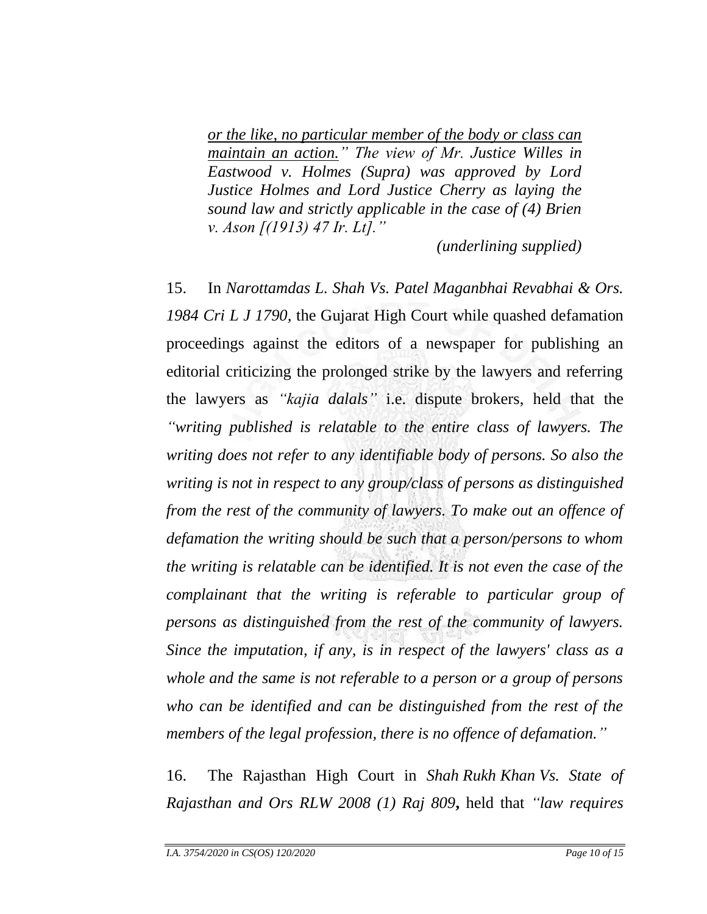> *or the like, no particular member of the body or class can maintain an action." The view of Mr. Justice Willes in Eastwood v. Holmes (Supra) was approved by Lord Justice Holmes and Lord Justice Cherry as laying the sound law and strictly applicable in the case of (4) Brien v. Ason [(1913) 47 Ir. Lt]."*
>
> *(underlining supplied)*

15. In *Narottamdas L. Shah Vs. Patel Maganbhai Revabhai & Ors. 1984 Cri L J 1790,* the Gujarat High Court while quashed defamation proceedings against the editors of a newspaper for publishing an editorial criticizing the prolonged strike by the lawyers and referring the lawyers as *"kajia dalals"* i.e. dispute brokers, held that the *"writing published is relatable to the entire class of lawyers. The writing does not refer to any identifiable body of persons. So also the writing is not in respect to any group/class of persons as distinguished from the rest of the community of lawyers. To make out an offence of defamation the writing should be such that a person/persons to whom the writing is relatable can be identified. It is not even the case of the complainant that the writing is referable to particular group of persons as distinguished from the rest of the community of lawyers. Since the imputation, if any, is in respect of the lawyers' class as a whole and the same is not referable to a person or a group of persons who can be identified and can be distinguished from the rest of the members of the legal profession, there is no offence of defamation."*

16. The Rajasthan High Court in *Shah Rukh Khan Vs. State of Rajasthan and Ors RLW 2008 (1) Raj 809***,** held that *"law requires*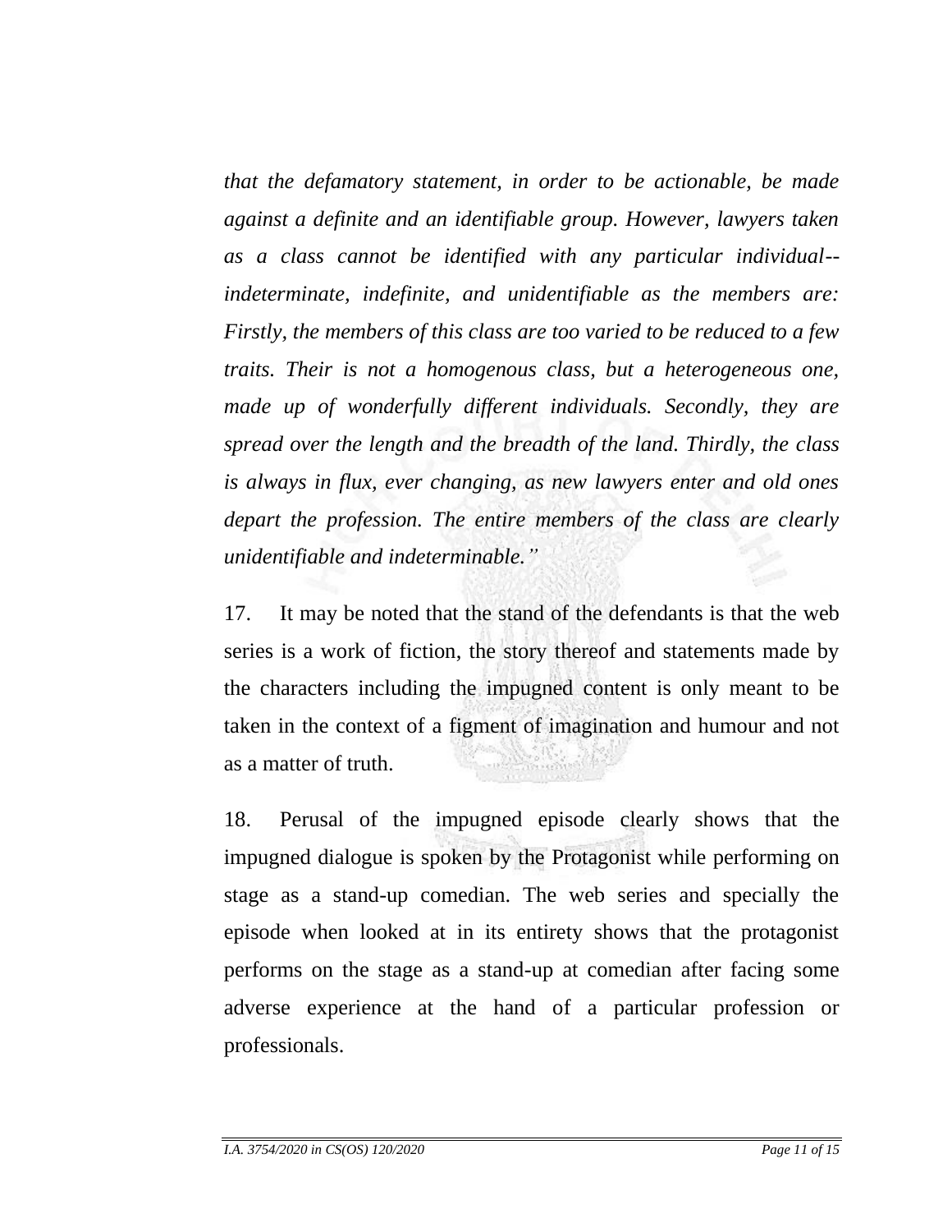*that the defamatory statement, in order to be actionable, be made against a definite and an identifiable group. However, lawyers taken as a class cannot be identified with any particular individual--indeterminate, indefinite, and unidentifiable as the members are: Firstly, the members of this class are too varied to be reduced to a few traits. Their is not a homogenous class, but a heterogeneous one, made up of wonderfully different individuals. Secondly, they are spread over the length and the breadth of the land. Thirdly, the class is always in flux, ever changing, as new lawyers enter and old ones depart the profession. The entire members of the class are clearly unidentifiable and indeterminable."*

17. It may be noted that the stand of the defendants is that the web series is a work of fiction, the story thereof and statements made by the characters including the impugned content is only meant to be taken in the context of a figment of imagination and humour and not as a matter of truth.

18. Perusal of the impugned episode clearly shows that the impugned dialogue is spoken by the Protagonist while performing on stage as a stand-up comedian. The web series and specially the episode when looked at in its entirety shows that the protagonist performs on the stage as a stand-up at comedian after facing some adverse experience at the hand of a particular profession or professionals.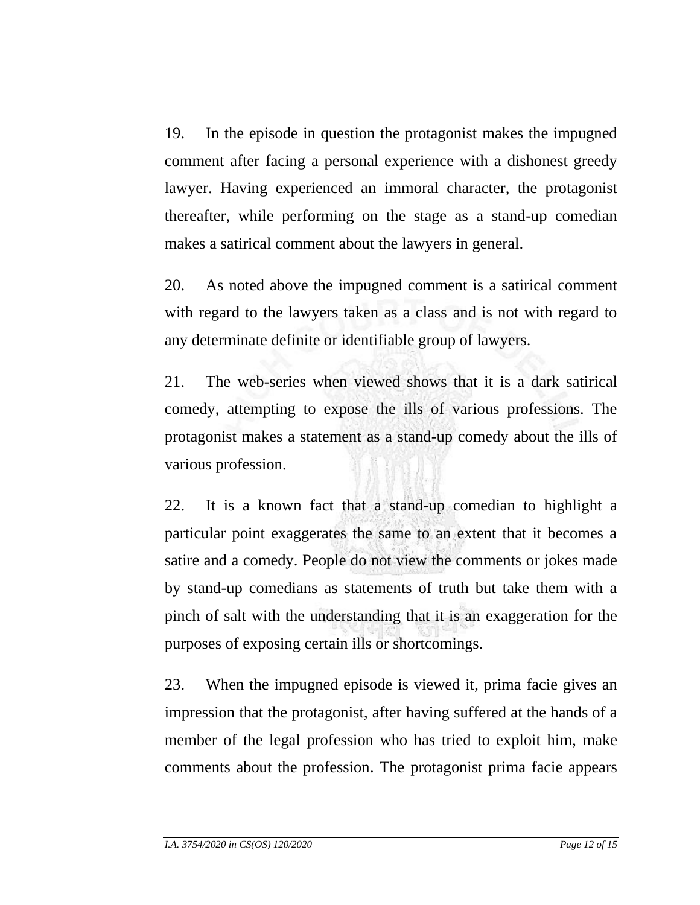19. In the episode in question the protagonist makes the impugned comment after facing a personal experience with a dishonest greedy lawyer. Having experienced an immoral character, the protagonist thereafter, while performing on the stage as a stand-up comedian makes a satirical comment about the lawyers in general.

20. As noted above the impugned comment is a satirical comment with regard to the lawyers taken as a class and is not with regard to any determinate definite or identifiable group of lawyers.

21. The web-series when viewed shows that it is a dark satirical comedy, attempting to expose the ills of various professions. The protagonist makes a statement as a stand-up comedy about the ills of various profession.

22. It is a known fact that a stand-up comedian to highlight a particular point exaggerates the same to an extent that it becomes a satire and a comedy. People do not view the comments or jokes made by stand-up comedians as statements of truth but take them with a pinch of salt with the understanding that it is an exaggeration for the purposes of exposing certain ills or shortcomings.

23. When the impugned episode is viewed it, prima facie gives an impression that the protagonist, after having suffered at the hands of a member of the legal profession who has tried to exploit him, make comments about the profession. The protagonist prima facie appears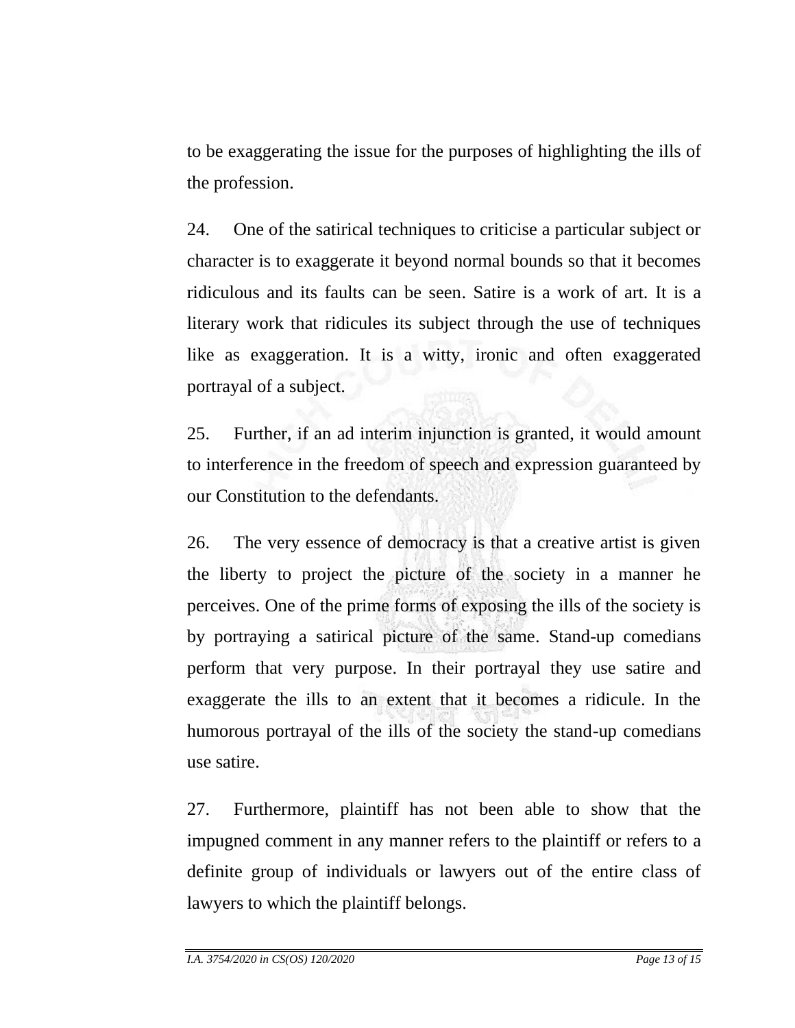to be exaggerating the issue for the purposes of highlighting the ills of the profession.

24. One of the satirical techniques to criticise a particular subject or character is to exaggerate it beyond normal bounds so that it becomes ridiculous and its faults can be seen. Satire is a work of art. It is a literary work that ridicules its subject through the use of techniques like as exaggeration. It is a witty, ironic and often exaggerated portrayal of a subject.

25. Further, if an ad interim injunction is granted, it would amount to interference in the freedom of speech and expression guaranteed by our Constitution to the defendants.

26. The very essence of democracy is that a creative artist is given the liberty to project the picture of the society in a manner he perceives. One of the prime forms of exposing the ills of the society is by portraying a satirical picture of the same. Stand-up comedians perform that very purpose. In their portrayal they use satire and exaggerate the ills to an extent that it becomes a ridicule. In the humorous portrayal of the ills of the society the stand-up comedians use satire.

27. Furthermore, plaintiff has not been able to show that the impugned comment in any manner refers to the plaintiff or refers to a definite group of individuals or lawyers out of the entire class of lawyers to which the plaintiff belongs.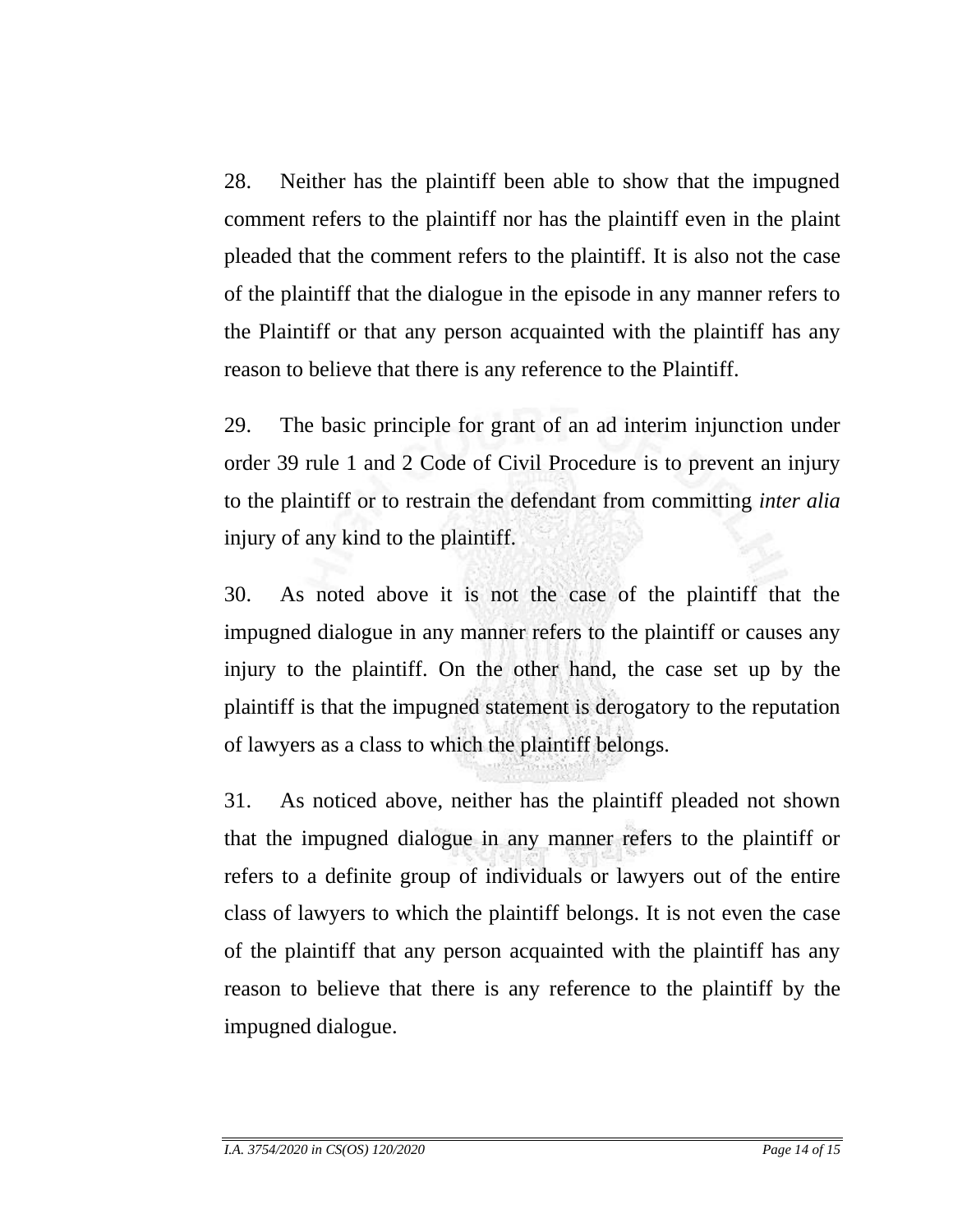28. Neither has the plaintiff been able to show that the impugned comment refers to the plaintiff nor has the plaintiff even in the plaint pleaded that the comment refers to the plaintiff. It is also not the case of the plaintiff that the dialogue in the episode in any manner refers to the Plaintiff or that any person acquainted with the plaintiff has any reason to believe that there is any reference to the Plaintiff.

29. The basic principle for grant of an ad interim injunction under order 39 rule 1 and 2 Code of Civil Procedure is to prevent an injury to the plaintiff or to restrain the defendant from committing *inter alia* injury of any kind to the plaintiff.

30. As noted above it is not the case of the plaintiff that the impugned dialogue in any manner refers to the plaintiff or causes any injury to the plaintiff. On the other hand, the case set up by the plaintiff is that the impugned statement is derogatory to the reputation of lawyers as a class to which the plaintiff belongs.

31. As noticed above, neither has the plaintiff pleaded not shown that the impugned dialogue in any manner refers to the plaintiff or refers to a definite group of individuals or lawyers out of the entire class of lawyers to which the plaintiff belongs. It is not even the case of the plaintiff that any person acquainted with the plaintiff has any reason to believe that there is any reference to the plaintiff by the impugned dialogue.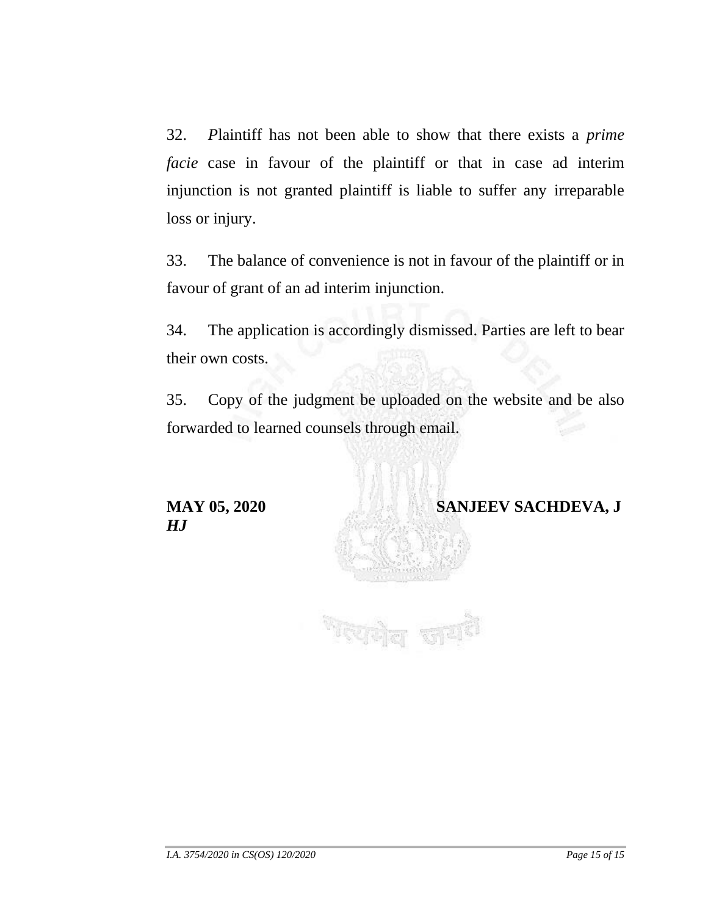32. *P*laintiff has not been able to show that there exists a *prime facie* case in favour of the plaintiff or that in case ad interim injunction is not granted plaintiff is liable to suffer any irreparable loss or injury.

33. The balance of convenience is not in favour of the plaintiff or in favour of grant of an ad interim injunction.

34. The application is accordingly dismissed. Parties are left to bear their own costs.

35. Copy of the judgment be uploaded on the website and be also forwarded to learned counsels through email.

**MAY 05, 2020** **SANJEEV SACHDEVA, J**
***HJ***